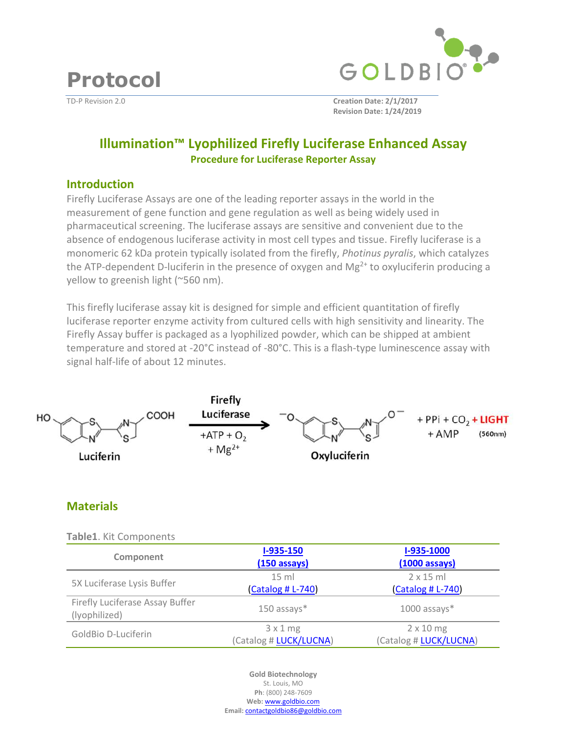# Protocol

TD-P Revision 2.0

**Creation Date: 2/1/2017**
**Revision Date: 1/24/2019**

## Illumination™ Lyophilized Firefly Luciferase Enhanced Assay

### Procedure for Luciferase Reporter Assay

## Introduction

Firefly Luciferase Assays are one of the leading reporter assays in the world in the measurement of gene function and gene regulation as well as being widely used in pharmaceutical screening. The luciferase assays are sensitive and convenient due to the absence of endogenous luciferase activity in most cell types and tissue. Firefly luciferase is a monomeric 62 kDa protein typically isolated from the firefly, *Photinus pyralis*, which catalyzes the ATP-dependent D-luciferin in the presence of oxygen and $Mg^{2+}$ to oxyluciferin producing a yellow to greenish light (~560 nm).

This firefly luciferase assay kit is designed for simple and efficient quantitation of firefly luciferase reporter enzyme activity from cultured cells with high sensitivity and linearity. The Firefly Assay buffer is packaged as a lyophilized powder, which can be shipped at ambient temperature and stored at -20°C instead of -80°C. This is a flash-type luminescence assay with signal half-life of about 12 minutes.

Luciferase —(Firefly Luciferase, +ATP + $O_2$ + $Mg^{2+}$)→ Oxyluciferin + PPi + $CO_2$ + AMP + LIGHT (560nm)

## Materials

**Table1**. Kit Components

| Component | I-935-150 (150 assays) | I-935-1000 (1000 assays) |
|---|---|---|
| 5X Luciferase Lysis Buffer | 15 ml (Catalog # L-740) | 2 x 15 ml (Catalog # L-740) |
| Firefly Luciferase Assay Buffer (lyophilized) | 150 assays* | 1000 assays* |
| GoldBio D-Luciferin | 3 x 1 mg (Catalog # LUCK/LUCNA) | 2 x 10 mg (Catalog # LUCK/LUCNA) |

**Gold Biotechnology**
St. Louis, MO
**Ph**: (800) 248-7609
**Web:** www.goldbio.com
**Email:** contactgoldbio86@goldbio.com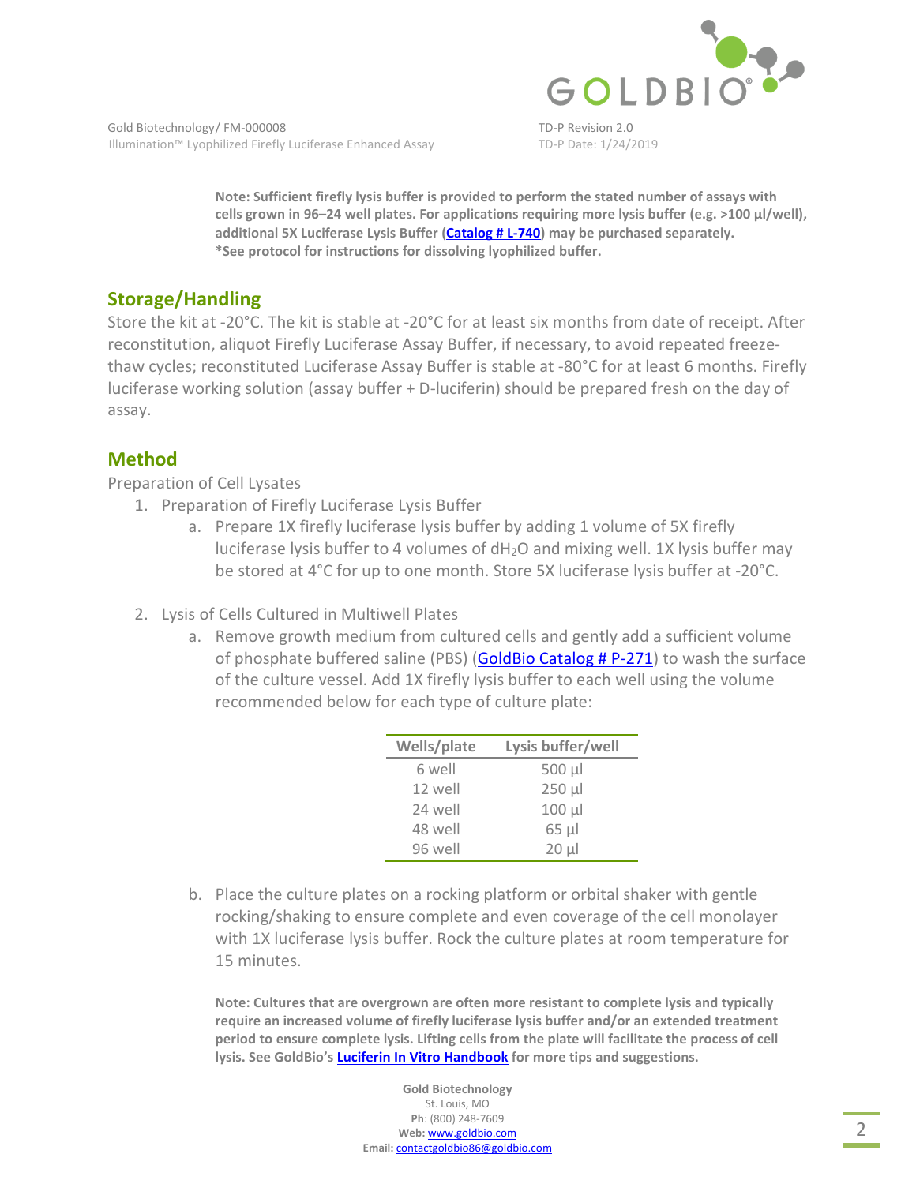**Note: Sufficient firefly lysis buffer is provided to perform the stated number of assays with cells grown in 96–24 well plates. For applications requiring more lysis buffer (e.g. >100 µl/well), additional 5X Luciferase Lysis Buffer (Catalog # L-740) may be purchased separately.**
**\*See protocol for instructions for dissolving lyophilized buffer.**

## Storage/Handling

Store the kit at -20°C. The kit is stable at -20°C for at least six months from date of receipt. After reconstitution, aliquot Firefly Luciferase Assay Buffer, if necessary, to avoid repeated freeze-thaw cycles; reconstituted Luciferase Assay Buffer is stable at -80°C for at least 6 months. Firefly luciferase working solution (assay buffer + D-luciferin) should be prepared fresh on the day of assay.

## Method

Preparation of Cell Lysates

1. Preparation of Firefly Luciferase Lysis Buffer
   a. Prepare 1X firefly luciferase lysis buffer by adding 1 volume of 5X firefly luciferase lysis buffer to 4 volumes of $dH_2O$ and mixing well. 1X lysis buffer may be stored at 4°C for up to one month. Store 5X luciferase lysis buffer at -20°C.

2. Lysis of Cells Cultured in Multiwell Plates
   a. Remove growth medium from cultured cells and gently add a sufficient volume of phosphate buffered saline (PBS) (GoldBio Catalog # P-271) to wash the surface of the culture vessel. Add 1X firefly lysis buffer to each well using the volume recommended below for each type of culture plate:

| Wells/plate | Lysis buffer/well |
| --- | --- |
| 6 well | 500 µl |
| 12 well | 250 µl |
| 24 well | 100 µl |
| 48 well | 65 µl |
| 96 well | 20 µl |

   b. Place the culture plates on a rocking platform or orbital shaker with gentle rocking/shaking to ensure complete and even coverage of the cell monolayer with 1X luciferase lysis buffer. Rock the culture plates at room temperature for 15 minutes.

**Note: Cultures that are overgrown are often more resistant to complete lysis and typically require an increased volume of firefly luciferase lysis buffer and/or an extended treatment period to ensure complete lysis. Lifting cells from the plate will facilitate the process of cell lysis. See GoldBio's Luciferin In Vitro Handbook for more tips and suggestions.**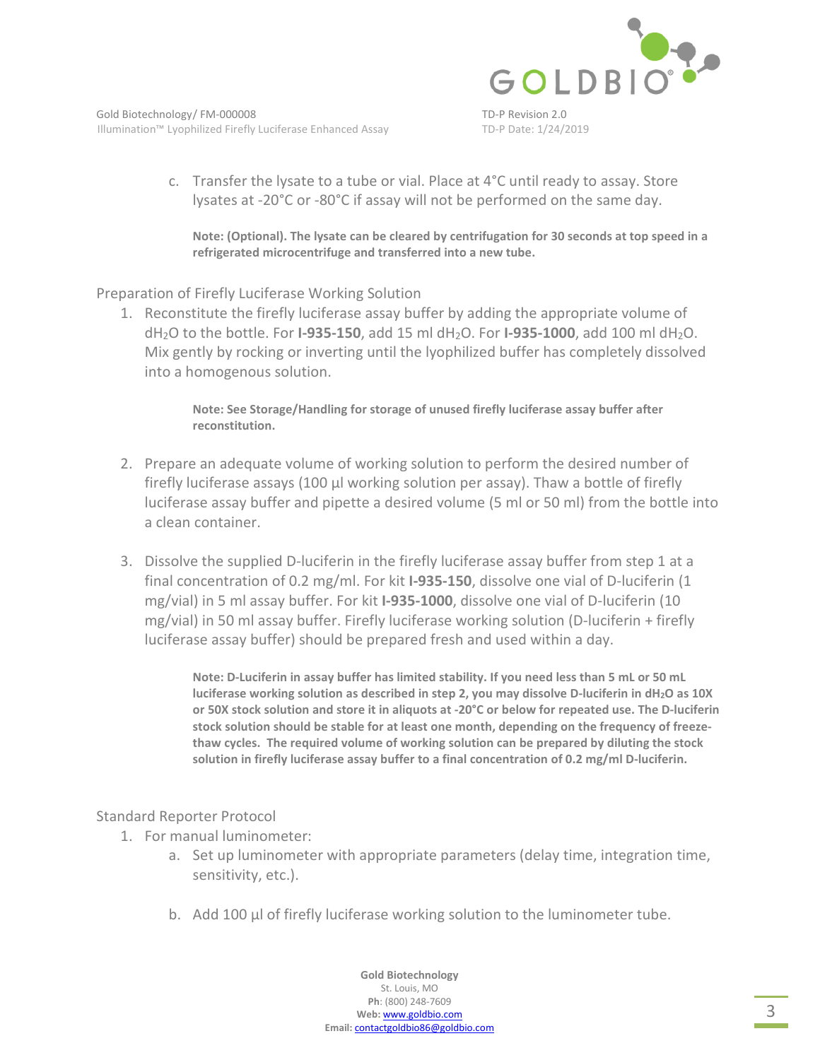c. Transfer the lysate to a tube or vial. Place at 4°C until ready to assay. Store lysates at -20°C or -80°C if assay will not be performed on the same day.

**Note: (Optional). The lysate can be cleared by centrifugation for 30 seconds at top speed in a refrigerated microcentrifuge and transferred into a new tube.**

## Preparation of Firefly Luciferase Working Solution

1. Reconstitute the firefly luciferase assay buffer by adding the appropriate volume of $dH_2O$ to the bottle. For **I-935-150**, add 15 ml $dH_2O$. For **I-935-1000**, add 100 ml $dH_2O$. Mix gently by rocking or inverting until the lyophilized buffer has completely dissolved into a homogenous solution.

   **Note: See Storage/Handling for storage of unused firefly luciferase assay buffer after reconstitution.**

2. Prepare an adequate volume of working solution to perform the desired number of firefly luciferase assays (100 µl working solution per assay). Thaw a bottle of firefly luciferase assay buffer and pipette a desired volume (5 ml or 50 ml) from the bottle into a clean container.

3. Dissolve the supplied D-luciferin in the firefly luciferase assay buffer from step 1 at a final concentration of 0.2 mg/ml. For kit **I-935-150**, dissolve one vial of D-luciferin (1 mg/vial) in 5 ml assay buffer. For kit **I-935-1000**, dissolve one vial of D-luciferin (10 mg/vial) in 50 ml assay buffer. Firefly luciferase working solution (D-luciferin + firefly luciferase assay buffer) should be prepared fresh and used within a day.

   **Note: D-Luciferin in assay buffer has limited stability. If you need less than 5 mL or 50 mL luciferase working solution as described in step 2, you may dissolve D-luciferin in $dH_2O$ as 10X or 50X stock solution and store it in aliquots at -20°C or below for repeated use. The D-luciferin stock solution should be stable for at least one month, depending on the frequency of freeze-thaw cycles. The required volume of working solution can be prepared by diluting the stock solution in firefly luciferase assay buffer to a final concentration of 0.2 mg/ml D-luciferin.**

## Standard Reporter Protocol

1. For manual luminometer:
   a. Set up luminometer with appropriate parameters (delay time, integration time, sensitivity, etc.).
   b. Add 100 µl of firefly luciferase working solution to the luminometer tube.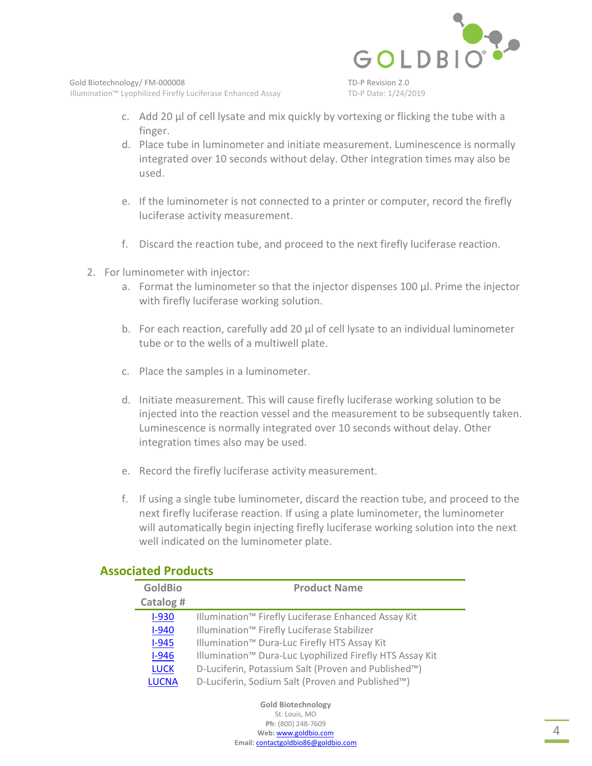c. Add 20 µl of cell lysate and mix quickly by vortexing or flicking the tube with a finger.
d. Place tube in luminometer and initiate measurement. Luminescence is normally integrated over 10 seconds without delay. Other integration times may also be used.
e. If the luminometer is not connected to a printer or computer, record the firefly luciferase activity measurement.
f. Discard the reaction tube, and proceed to the next firefly luciferase reaction.

2. For luminometer with injector:
   a. Format the luminometer so that the injector dispenses 100 µl. Prime the injector with firefly luciferase working solution.
   b. For each reaction, carefully add 20 µl of cell lysate to an individual luminometer tube or to the wells of a multiwell plate.
   c. Place the samples in a luminometer.
   d. Initiate measurement. This will cause firefly luciferase working solution to be injected into the reaction vessel and the measurement to be subsequently taken. Luminescence is normally integrated over 10 seconds without delay. Other integration times also may be used.
   e. Record the firefly luciferase activity measurement.
   f. If using a single tube luminometer, discard the reaction tube, and proceed to the next firefly luciferase reaction. If using a plate luminometer, the luminometer will automatically begin injecting firefly luciferase working solution into the next well indicated on the luminometer plate.

## Associated Products

| GoldBio Catalog # | Product Name |
|---|---|
| I-930 | Illumination™ Firefly Luciferase Enhanced Assay Kit |
| I-940 | Illumination™ Firefly Luciferase Stabilizer |
| I-945 | Illumination™ Dura-Luc Firefly HTS Assay Kit |
| I-946 | Illumination™ Dura-Luc Lyophilized Firefly HTS Assay Kit |
| LUCK | D-Luciferin, Potassium Salt (Proven and Published™) |
| LUCNA | D-Luciferin, Sodium Salt (Proven and Published™) |

**Gold Biotechnology**
St. Louis, MO
**Ph**: (800) 248-7609
**Web:** www.goldbio.com
**Email:** contactgoldbio86@goldbio.com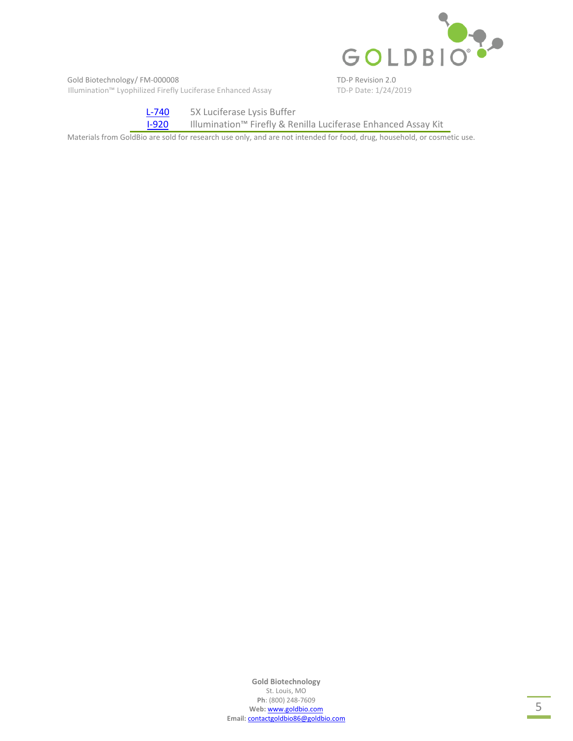| | |
|---|---|
| L-740 | 5X Luciferase Lysis Buffer |
| I-920 | Illumination™ Firefly & Renilla Luciferase Enhanced Assay Kit |

Materials from GoldBio are sold for research use only, and are not intended for food, drug, household, or cosmetic use.

**Gold Biotechnology**
St. Louis, MO
**Ph**: (800) 248-7609
**Web:** www.goldbio.com
**Email:** contactgoldbio86@goldbio.com